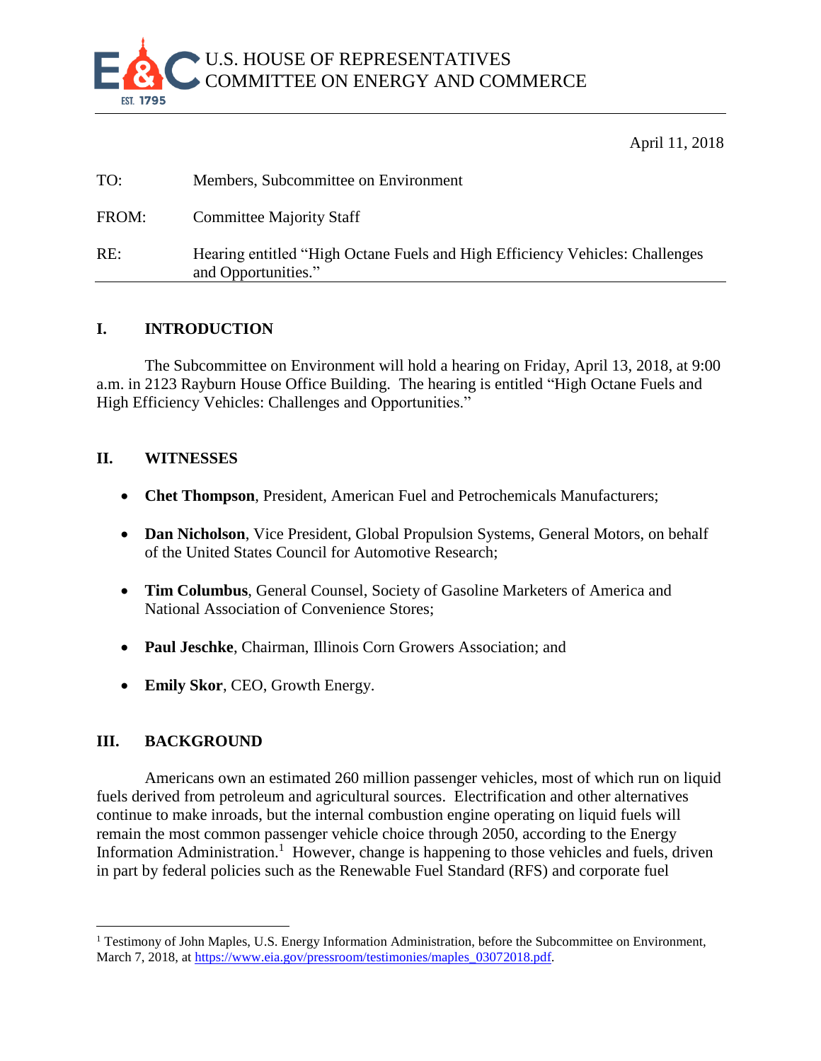U.S. HOUSE OF REPRESENTATIVES
COMMITTEE ON ENERGY AND COMMERCE

April 11, 2018

TO: Members, Subcommittee on Environment

FROM: Committee Majority Staff

RE: Hearing entitled "High Octane Fuels and High Efficiency Vehicles: Challenges and Opportunities."

## I. INTRODUCTION

The Subcommittee on Environment will hold a hearing on Friday, April 13, 2018, at 9:00 a.m. in 2123 Rayburn House Office Building. The hearing is entitled "High Octane Fuels and High Efficiency Vehicles: Challenges and Opportunities."

## II. WITNESSES

- **Chet Thompson**, President, American Fuel and Petrochemicals Manufacturers;
- **Dan Nicholson**, Vice President, Global Propulsion Systems, General Motors, on behalf of the United States Council for Automotive Research;
- **Tim Columbus**, General Counsel, Society of Gasoline Marketers of America and National Association of Convenience Stores;
- **Paul Jeschke**, Chairman, Illinois Corn Growers Association; and
- **Emily Skor**, CEO, Growth Energy.

## III. BACKGROUND

Americans own an estimated 260 million passenger vehicles, most of which run on liquid fuels derived from petroleum and agricultural sources. Electrification and other alternatives continue to make inroads, but the internal combustion engine operating on liquid fuels will remain the most common passenger vehicle choice through 2050, according to the Energy Information Administration.[1] However, change is happening to those vehicles and fuels, driven in part by federal policies such as the Renewable Fuel Standard (RFS) and corporate fuel

---

[1] Testimony of John Maples, U.S. Energy Information Administration, before the Subcommittee on Environment, March 7, 2018, at https://www.eia.gov/pressroom/testimonies/maples_03072018.pdf.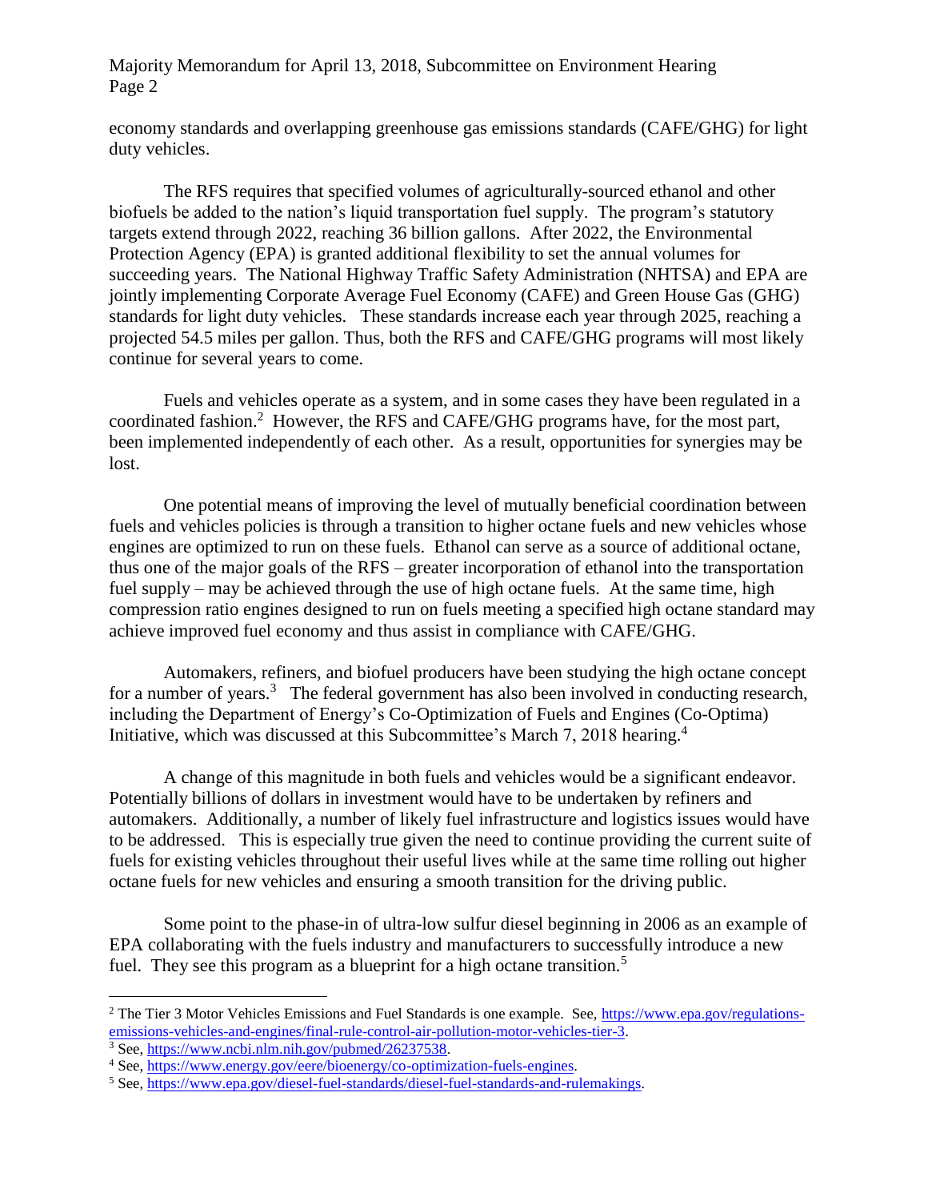economy standards and overlapping greenhouse gas emissions standards (CAFE/GHG) for light duty vehicles.

The RFS requires that specified volumes of agriculturally-sourced ethanol and other biofuels be added to the nation's liquid transportation fuel supply. The program's statutory targets extend through 2022, reaching 36 billion gallons. After 2022, the Environmental Protection Agency (EPA) is granted additional flexibility to set the annual volumes for succeeding years. The National Highway Traffic Safety Administration (NHTSA) and EPA are jointly implementing Corporate Average Fuel Economy (CAFE) and Green House Gas (GHG) standards for light duty vehicles. These standards increase each year through 2025, reaching a projected 54.5 miles per gallon. Thus, both the RFS and CAFE/GHG programs will most likely continue for several years to come.

Fuels and vehicles operate as a system, and in some cases they have been regulated in a coordinated fashion.[2] However, the RFS and CAFE/GHG programs have, for the most part, been implemented independently of each other. As a result, opportunities for synergies may be lost.

One potential means of improving the level of mutually beneficial coordination between fuels and vehicles policies is through a transition to higher octane fuels and new vehicles whose engines are optimized to run on these fuels. Ethanol can serve as a source of additional octane, thus one of the major goals of the RFS – greater incorporation of ethanol into the transportation fuel supply – may be achieved through the use of high octane fuels. At the same time, high compression ratio engines designed to run on fuels meeting a specified high octane standard may achieve improved fuel economy and thus assist in compliance with CAFE/GHG.

Automakers, refiners, and biofuel producers have been studying the high octane concept for a number of years.[3] The federal government has also been involved in conducting research, including the Department of Energy's Co-Optimization of Fuels and Engines (Co-Optima) Initiative, which was discussed at this Subcommittee's March 7, 2018 hearing.[4]

A change of this magnitude in both fuels and vehicles would be a significant endeavor. Potentially billions of dollars in investment would have to be undertaken by refiners and automakers. Additionally, a number of likely fuel infrastructure and logistics issues would have to be addressed. This is especially true given the need to continue providing the current suite of fuels for existing vehicles throughout their useful lives while at the same time rolling out higher octane fuels for new vehicles and ensuring a smooth transition for the driving public.

Some point to the phase-in of ultra-low sulfur diesel beginning in 2006 as an example of EPA collaborating with the fuels industry and manufacturers to successfully introduce a new fuel. They see this program as a blueprint for a high octane transition.[5]

---

[2] The Tier 3 Motor Vehicles Emissions and Fuel Standards is one example. See, https://www.epa.gov/regulations-emissions-vehicles-and-engines/final-rule-control-air-pollution-motor-vehicles-tier-3.

[3] See, https://www.ncbi.nlm.nih.gov/pubmed/26237538.

[4] See, https://www.energy.gov/eere/bioenergy/co-optimization-fuels-engines.

[5] See, https://www.epa.gov/diesel-fuel-standards/diesel-fuel-standards-and-rulemakings.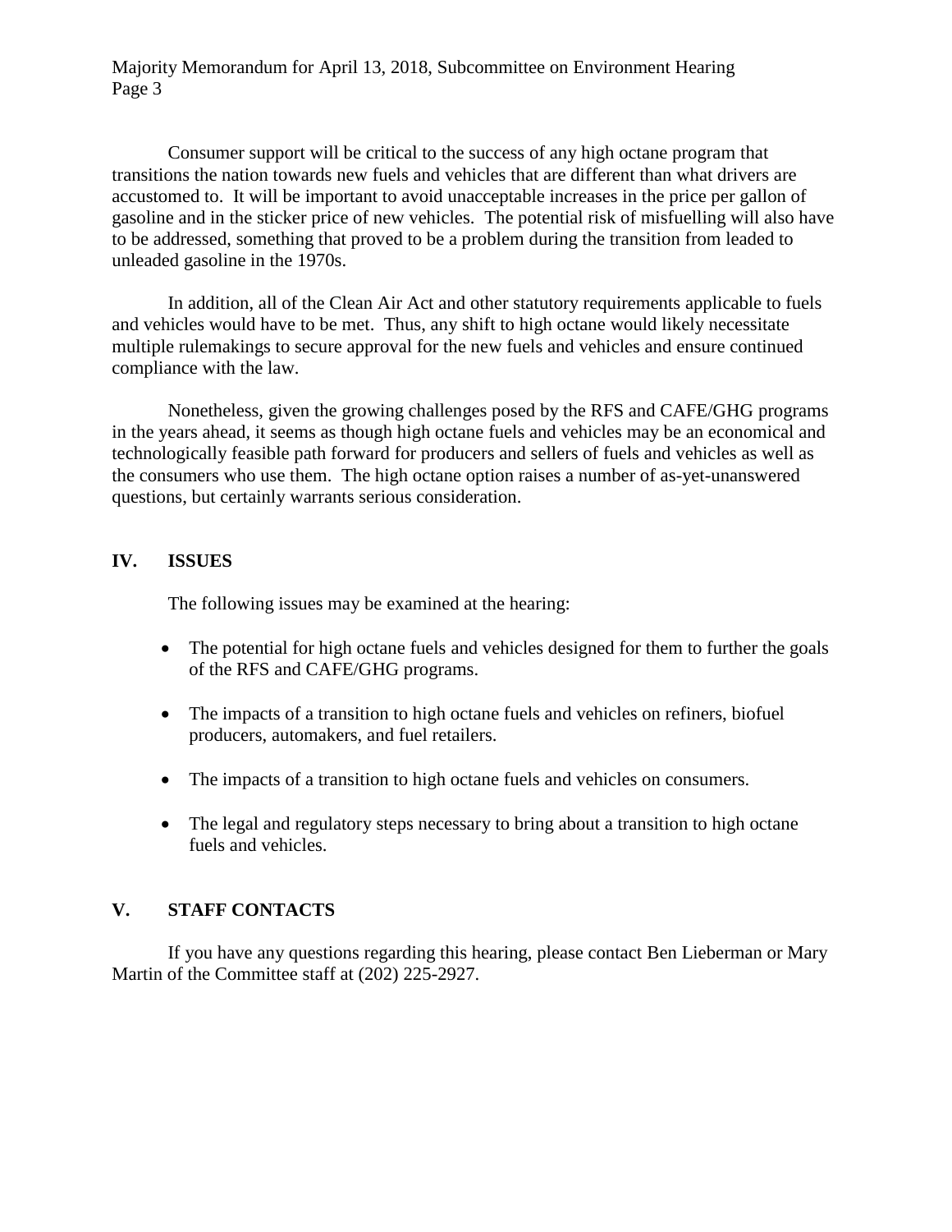Consumer support will be critical to the success of any high octane program that transitions the nation towards new fuels and vehicles that are different than what drivers are accustomed to. It will be important to avoid unacceptable increases in the price per gallon of gasoline and in the sticker price of new vehicles. The potential risk of misfuelling will also have to be addressed, something that proved to be a problem during the transition from leaded to unleaded gasoline in the 1970s.

In addition, all of the Clean Air Act and other statutory requirements applicable to fuels and vehicles would have to be met. Thus, any shift to high octane would likely necessitate multiple rulemakings to secure approval for the new fuels and vehicles and ensure continued compliance with the law.

Nonetheless, given the growing challenges posed by the RFS and CAFE/GHG programs in the years ahead, it seems as though high octane fuels and vehicles may be an economical and technologically feasible path forward for producers and sellers of fuels and vehicles as well as the consumers who use them. The high octane option raises a number of as-yet-unanswered questions, but certainly warrants serious consideration.

## IV. ISSUES

The following issues may be examined at the hearing:

- The potential for high octane fuels and vehicles designed for them to further the goals of the RFS and CAFE/GHG programs.
- The impacts of a transition to high octane fuels and vehicles on refiners, biofuel producers, automakers, and fuel retailers.
- The impacts of a transition to high octane fuels and vehicles on consumers.
- The legal and regulatory steps necessary to bring about a transition to high octane fuels and vehicles.

## V. STAFF CONTACTS

If you have any questions regarding this hearing, please contact Ben Lieberman or Mary Martin of the Committee staff at (202) 225-2927.